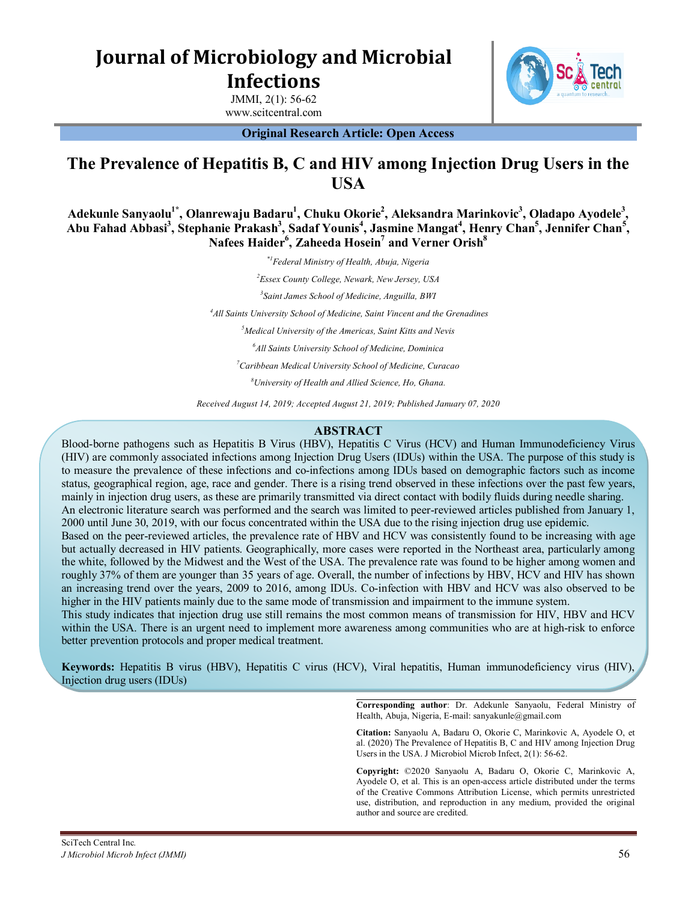# Journal of Microbiology and Microbial Infections

JMMI, 2(1): 56-62

www.scitcentral.com

**Original Research Article: Open Access**

# The Prevalence of Hepatitis B, C and HIV among Injection Drug Users in the USA

**Adekunle Sanyaolu[1*], Olanrewaju Badaru[1], Chuku Okorie[2], Aleksandra Marinkovic[3], Oladapo Ayodele[3], Abu Fahad Abbasi[3], Stephanie Prakash[3], Sadaf Younis[4], Jasmine Mangat[4], Henry Chan[5], Jennifer Chan[5], Nafees Haider[6], Zaheeda Hosein[7] and Verner Orish[8]**

*[*1]Federal Ministry of Health, Abuja, Nigeria*

*[2]Essex County College, Newark, New Jersey, USA*

*[3]Saint James School of Medicine, Anguilla, BWI*

*[4]All Saints University School of Medicine, Saint Vincent and the Grenadines*

*[5]Medical University of the Americas, Saint Kitts and Nevis*

*[6]All Saints University School of Medicine, Dominica*

*[7]Caribbean Medical University School of Medicine, Curacao*

*[8]University of Health and Allied Science, Ho, Ghana.*

*Received August 14, 2019; Accepted August 21, 2019; Published January 07, 2020*

## ABSTRACT

Blood-borne pathogens such as Hepatitis B Virus (HBV), Hepatitis C Virus (HCV) and Human Immunodeficiency Virus (HIV) are commonly associated infections among Injection Drug Users (IDUs) within the USA. The purpose of this study is to measure the prevalence of these infections and co-infections among IDUs based on demographic factors such as income status, geographical region, age, race and gender. There is a rising trend observed in these infections over the past few years, mainly in injection drug users, as these are primarily transmitted via direct contact with bodily fluids during needle sharing.

An electronic literature search was performed and the search was limited to peer-reviewed articles published from January 1, 2000 until June 30, 2019, with our focus concentrated within the USA due to the rising injection drug use epidemic.

Based on the peer-reviewed articles, the prevalence rate of HBV and HCV was consistently found to be increasing with age but actually decreased in HIV patients. Geographically, more cases were reported in the Northeast area, particularly among the white, followed by the Midwest and the West of the USA. The prevalence rate was found to be higher among women and roughly 37% of them are younger than 35 years of age. Overall, the number of infections by HBV, HCV and HIV has shown an increasing trend over the years, 2009 to 2016, among IDUs. Co-infection with HBV and HCV was also observed to be higher in the HIV patients mainly due to the same mode of transmission and impairment to the immune system.

This study indicates that injection drug use still remains the most common means of transmission for HIV, HBV and HCV within the USA. There is an urgent need to implement more awareness among communities who are at high-risk to enforce better prevention protocols and proper medical treatment.

**Keywords:** Hepatitis B virus (HBV), Hepatitis C virus (HCV), Viral hepatitis, Human immunodeficiency virus (HIV), Injection drug users (IDUs)

**Corresponding author**: Dr. Adekunle Sanyaolu, Federal Ministry of Health, Abuja, Nigeria, E-mail: sanyakunle@gmail.com

**Citation:** Sanyaolu A, Badaru O, Okorie C, Marinkovic A, Ayodele O, et al. (2020) The Prevalence of Hepatitis B, C and HIV among Injection Drug Users in the USA. J Microbiol Microb Infect, 2(1): 56-62.

**Copyright:** ©2020 Sanyaolu A, Badaru O, Okorie C, Marinkovic A, Ayodele O, et al. This is an open-access article distributed under the terms of the Creative Commons Attribution License, which permits unrestricted use, distribution, and reproduction in any medium, provided the original author and source are credited.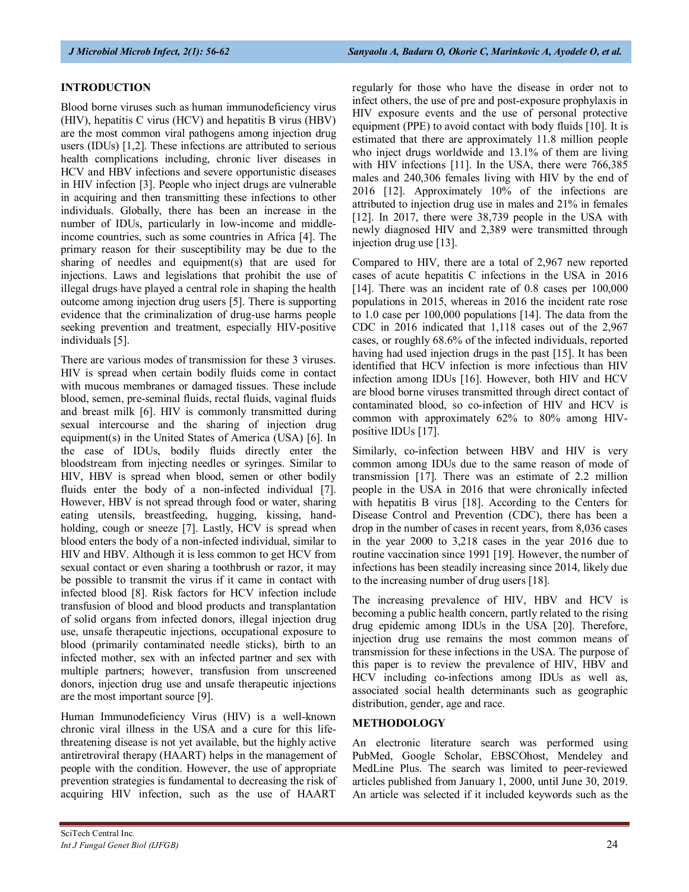## INTRODUCTION

Blood borne viruses such as human immunodeficiency virus (HIV), hepatitis C virus (HCV) and hepatitis B virus (HBV) are the most common viral pathogens among injection drug users (IDUs) [1,2]. These infections are attributed to serious health complications including, chronic liver diseases in HCV and HBV infections and severe opportunistic diseases in HIV infection [3]. People who inject drugs are vulnerable in acquiring and then transmitting these infections to other individuals. Globally, there has been an increase in the number of IDUs, particularly in low-income and middle-income countries, such as some countries in Africa [4]. The primary reason for their susceptibility may be due to the sharing of needles and equipment(s) that are used for injections. Laws and legislations that prohibit the use of illegal drugs have played a central role in shaping the health outcome among injection drug users [5]. There is supporting evidence that the criminalization of drug-use harms people seeking prevention and treatment, especially HIV-positive individuals [5].

There are various modes of transmission for these 3 viruses. HIV is spread when certain bodily fluids come in contact with mucous membranes or damaged tissues. These include blood, semen, pre-seminal fluids, rectal fluids, vaginal fluids and breast milk [6]. HIV is commonly transmitted during sexual intercourse and the sharing of injection drug equipment(s) in the United States of America (USA) [6]. In the case of IDUs, bodily fluids directly enter the bloodstream from injecting needles or syringes. Similar to HIV, HBV is spread when blood, semen or other bodily fluids enter the body of a non-infected individual [7]. However, HBV is not spread through food or water, sharing eating utensils, breastfeeding, hugging, kissing, hand-holding, cough or sneeze [7]. Lastly, HCV is spread when blood enters the body of a non-infected individual, similar to HIV and HBV. Although it is less common to get HCV from sexual contact or even sharing a toothbrush or razor, it may be possible to transmit the virus if it came in contact with infected blood [8]. Risk factors for HCV infection include transfusion of blood and blood products and transplantation of solid organs from infected donors, illegal injection drug use, unsafe therapeutic injections, occupational exposure to blood (primarily contaminated needle sticks), birth to an infected mother, sex with an infected partner and sex with multiple partners; however, transfusion from unscreened donors, injection drug use and unsafe therapeutic injections are the most important source [9].

Human Immunodeficiency Virus (HIV) is a well-known chronic viral illness in the USA and a cure for this life-threatening disease is not yet available, but the highly active antiretroviral therapy (HAART) helps in the management of people with the condition. However, the use of appropriate prevention strategies is fundamental to decreasing the risk of acquiring HIV infection, such as the use of HAART regularly for those who have the disease in order not to infect others, the use of pre and post-exposure prophylaxis in HIV exposure events and the use of personal protective equipment (PPE) to avoid contact with body fluids [10]. It is estimated that there are approximately 11.8 million people who inject drugs worldwide and 13.1% of them are living with HIV infections [11]. In the USA, there were 766,385 males and 240,306 females living with HIV by the end of 2016 [12]. Approximately 10% of the infections are attributed to injection drug use in males and 21% in females [12]. In 2017, there were 38,739 people in the USA with newly diagnosed HIV and 2,389 were transmitted through injection drug use [13].

Compared to HIV, there are a total of 2,967 new reported cases of acute hepatitis C infections in the USA in 2016 [14]. There was an incident rate of 0.8 cases per 100,000 populations in 2015, whereas in 2016 the incident rate rose to 1.0 case per 100,000 populations [14]. The data from the CDC in 2016 indicated that 1,118 cases out of the 2,967 cases, or roughly 68.6% of the infected individuals, reported having had used injection drugs in the past [15]. It has been identified that HCV infection is more infectious than HIV infection among IDUs [16]. However, both HIV and HCV are blood borne viruses transmitted through direct contact of contaminated blood, so co-infection of HIV and HCV is common with approximately 62% to 80% among HIV-positive IDUs [17].

Similarly, co-infection between HBV and HIV is very common among IDUs due to the same reason of mode of transmission [17]. There was an estimate of 2.2 million people in the USA in 2016 that were chronically infected with hepatitis B virus [18]. According to the Centers for Disease Control and Prevention (CDC), there has been a drop in the number of cases in recent years, from 8,036 cases in the year 2000 to 3,218 cases in the year 2016 due to routine vaccination since 1991 [19]. However, the number of infections has been steadily increasing since 2014, likely due to the increasing number of drug users [18].

The increasing prevalence of HIV, HBV and HCV is becoming a public health concern, partly related to the rising drug epidemic among IDUs in the USA [20]. Therefore, injection drug use remains the most common means of transmission for these infections in the USA. The purpose of this paper is to review the prevalence of HIV, HBV and HCV including co-infections among IDUs as well as, associated social health determinants such as geographic distribution, gender, age and race.

## METHODOLOGY

An electronic literature search was performed using PubMed, Google Scholar, EBSCOhost, Mendeley and MedLine Plus. The search was limited to peer-reviewed articles published from January 1, 2000, until June 30, 2019. An article was selected if it included keywords such as the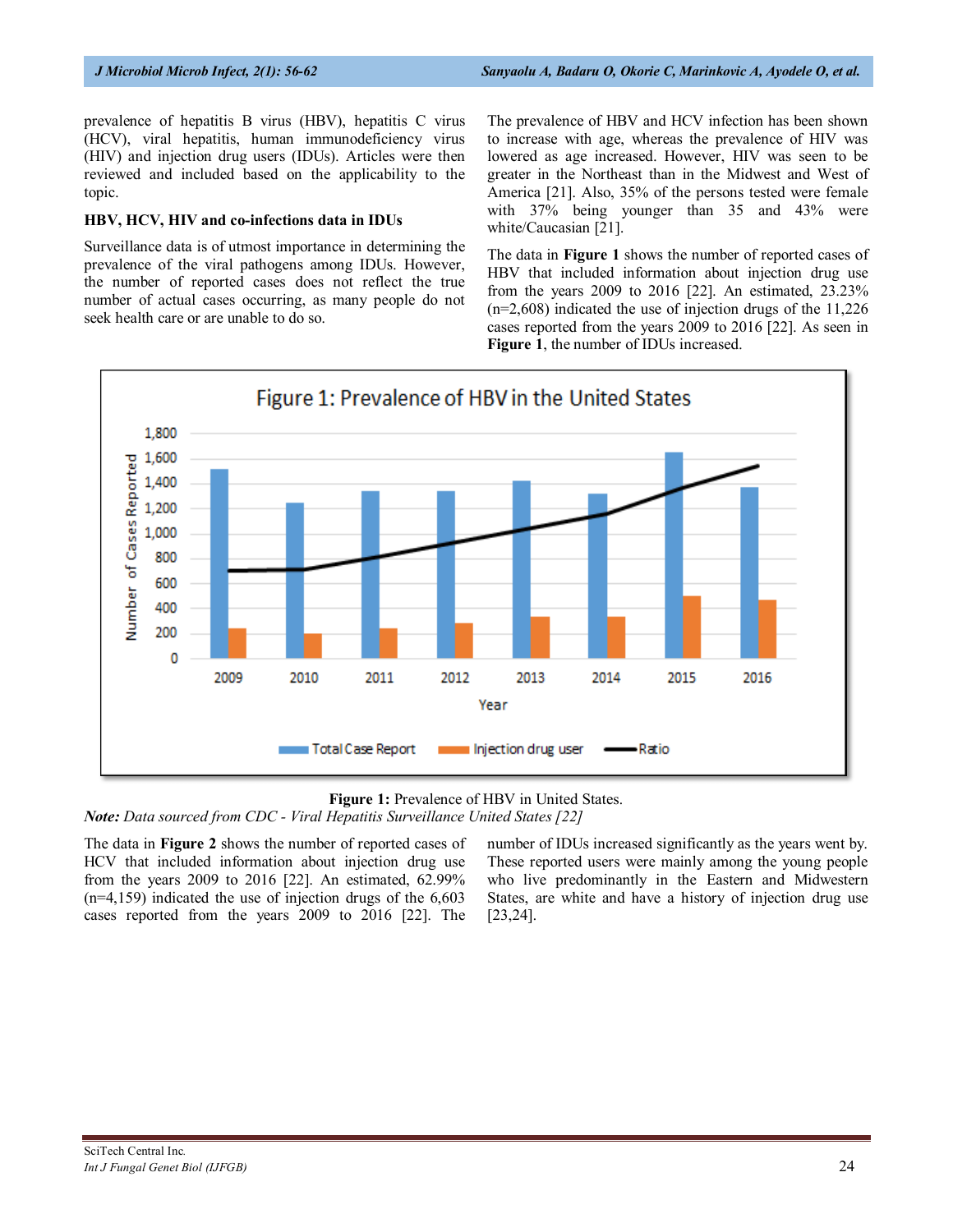prevalence of hepatitis B virus (HBV), hepatitis C virus (HCV), viral hepatitis, human immunodeficiency virus (HIV) and injection drug users (IDUs). Articles were then reviewed and included based on the applicability to the topic.

### HBV, HCV, HIV and co-infections data in IDUs

Surveillance data is of utmost importance in determining the prevalence of the viral pathogens among IDUs. However, the number of reported cases does not reflect the true number of actual cases occurring, as many people do not seek health care or are unable to do so.

The prevalence of HBV and HCV infection has been shown to increase with age, whereas the prevalence of HIV was lowered as age increased. However, HIV was seen to be greater in the Northeast than in the Midwest and West of America [21]. Also, 35% of the persons tested were female with 37% being younger than 35 and 43% were white/Caucasian [21].

The data in **Figure 1** shows the number of reported cases of HBV that included information about injection drug use from the years 2009 to 2016 [22]. An estimated, 23.23% (n=2,608) indicated the use of injection drugs of the 11,226 cases reported from the years 2009 to 2016 [22]. As seen in **Figure 1**, the number of IDUs increased.

**Figure 1:** Prevalence of HBV in United States.

*Note: Data sourced from CDC - Viral Hepatitis Surveillance United States [22]*

The data in **Figure 2** shows the number of reported cases of HCV that included information about injection drug use from the years 2009 to 2016 [22]. An estimated, 62.99% (n=4,159) indicated the use of injection drugs of the 6,603 cases reported from the years 2009 to 2016 [22]. The number of IDUs increased significantly as the years went by. These reported users were mainly among the young people who live predominantly in the Eastern and Midwestern States, are white and have a history of injection drug use [23,24].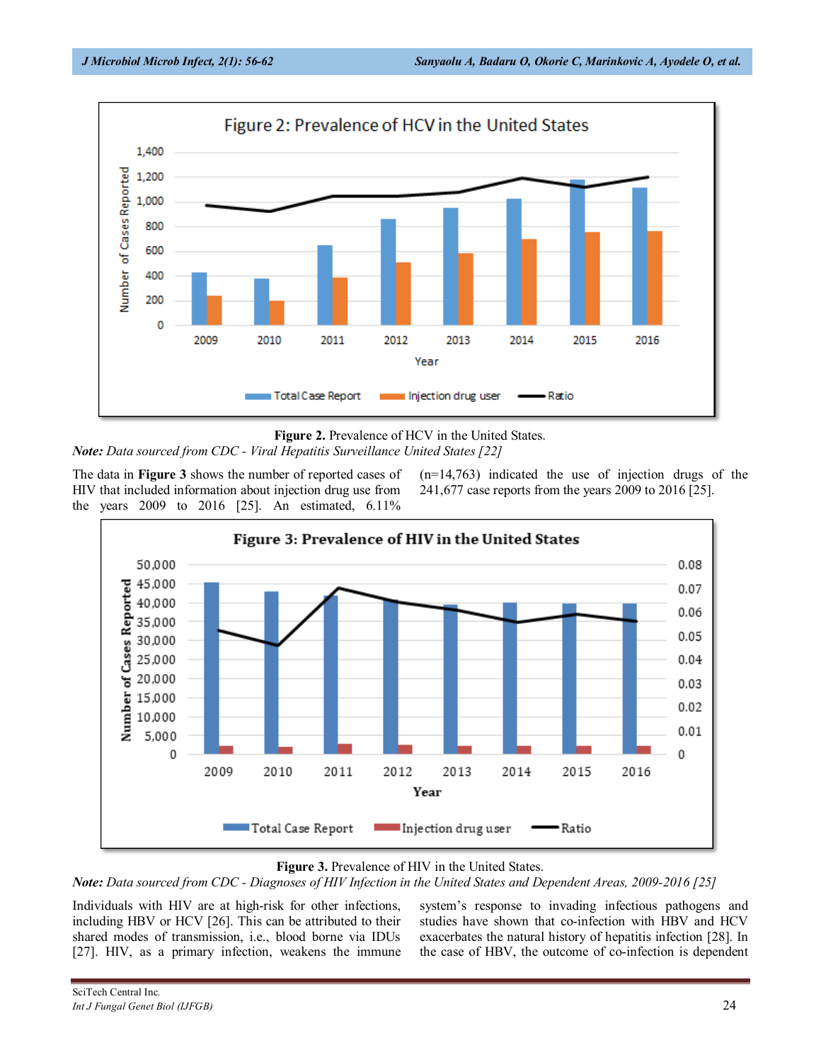**Figure 2.** Prevalence of HCV in the United States.

***Note:*** *Data sourced from CDC - Viral Hepatitis Surveillance United States [22]*

The data in **Figure 3** shows the number of reported cases of HIV that included information about injection drug use from the years 2009 to 2016 [25]. An estimated, 6.11% (n=14,763) indicated the use of injection drugs of the 241,677 case reports from the years 2009 to 2016 [25].

**Figure 3.** Prevalence of HIV in the United States.

***Note:*** *Data sourced from CDC - Diagnoses of HIV Infection in the United States and Dependent Areas, 2009-2016 [25]*

Individuals with HIV are at high-risk for other infections, including HBV or HCV [26]. This can be attributed to their shared modes of transmission, i.e., blood borne via IDUs [27]. HIV, as a primary infection, weakens the immune system's response to invading infectious pathogens and studies have shown that co-infection with HBV and HCV exacerbates the natural history of hepatitis infection [28]. In the case of HBV, the outcome of co-infection is dependent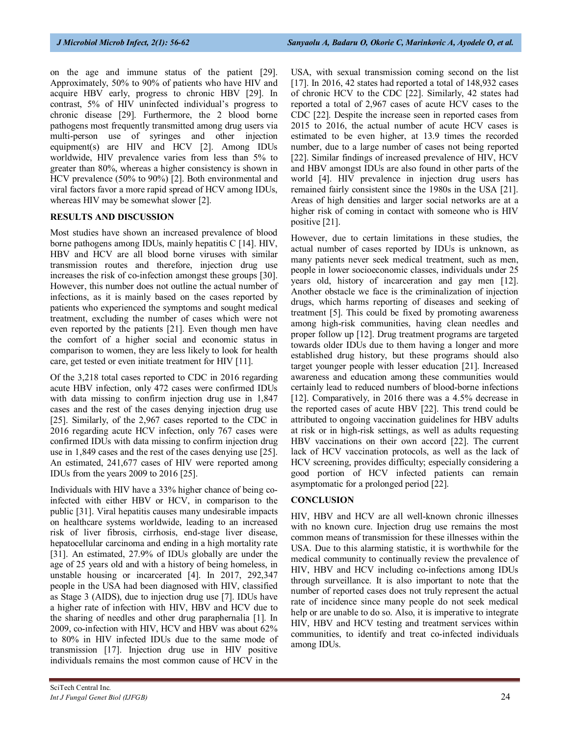on the age and immune status of the patient [29]. Approximately, 50% to 90% of patients who have HIV and acquire HBV early, progress to chronic HBV [29]. In contrast, 5% of HIV uninfected individual's progress to chronic disease [29]. Furthermore, the 2 blood borne pathogens most frequently transmitted among drug users via multi-person use of syringes and other injection equipment(s) are HIV and HCV [2]. Among IDUs worldwide, HIV prevalence varies from less than 5% to greater than 80%, whereas a higher consistency is shown in HCV prevalence (50% to 90%) [2]. Both environmental and viral factors favor a more rapid spread of HCV among IDUs, whereas HIV may be somewhat slower [2].

## RESULTS AND DISCUSSION

Most studies have shown an increased prevalence of blood borne pathogens among IDUs, mainly hepatitis C [14]. HIV, HBV and HCV are all blood borne viruses with similar transmission routes and therefore, injection drug use increases the risk of co-infection amongst these groups [30]. However, this number does not outline the actual number of infections, as it is mainly based on the cases reported by patients who experienced the symptoms and sought medical treatment, excluding the number of cases which were not even reported by the patients [21]. Even though men have the comfort of a higher social and economic status in comparison to women, they are less likely to look for health care, get tested or even initiate treatment for HIV [11].

Of the 3,218 total cases reported to CDC in 2016 regarding acute HBV infection, only 472 cases were confirmed IDUs with data missing to confirm injection drug use in 1,847 cases and the rest of the cases denying injection drug use [25]. Similarly, of the 2,967 cases reported to the CDC in 2016 regarding acute HCV infection, only 767 cases were confirmed IDUs with data missing to confirm injection drug use in 1,849 cases and the rest of the cases denying use [25]. An estimated, 241,677 cases of HIV were reported among IDUs from the years 2009 to 2016 [25].

Individuals with HIV have a 33% higher chance of being co-infected with either HBV or HCV, in comparison to the public [31]. Viral hepatitis causes many undesirable impacts on healthcare systems worldwide, leading to an increased risk of liver fibrosis, cirrhosis, end-stage liver disease, hepatocellular carcinoma and ending in a high mortality rate [31]. An estimated, 27.9% of IDUs globally are under the age of 25 years old and with a history of being homeless, in unstable housing or incarcerated [4]. In 2017, 292,347 people in the USA had been diagnosed with HIV, classified as Stage 3 (AIDS), due to injection drug use [7]. IDUs have a higher rate of infection with HIV, HBV and HCV due to the sharing of needles and other drug paraphernalia [1]. In 2009, co-infection with HIV, HCV and HBV was about 62% to 80% in HIV infected IDUs due to the same mode of transmission [17]. Injection drug use in HIV positive individuals remains the most common cause of HCV in the USA, with sexual transmission coming second on the list [17]. In 2016, 42 states had reported a total of 148,932 cases of chronic HCV to the CDC [22]. Similarly, 42 states had reported a total of 2,967 cases of acute HCV cases to the CDC [22]. Despite the increase seen in reported cases from 2015 to 2016, the actual number of acute HCV cases is estimated to be even higher, at 13.9 times the recorded number, due to a large number of cases not being reported [22]. Similar findings of increased prevalence of HIV, HCV and HBV amongst IDUs are also found in other parts of the world [4]. HIV prevalence in injection drug users has remained fairly consistent since the 1980s in the USA [21]. Areas of high densities and larger social networks are at a higher risk of coming in contact with someone who is HIV positive [21].

However, due to certain limitations in these studies, the actual number of cases reported by IDUs is unknown, as many patients never seek medical treatment, such as men, people in lower socioeconomic classes, individuals under 25 years old, history of incarceration and gay men [12]. Another obstacle we face is the criminalization of injection drugs, which harms reporting of diseases and seeking of treatment [5]. This could be fixed by promoting awareness among high-risk communities, having clean needles and proper follow up [12]. Drug treatment programs are targeted towards older IDUs due to them having a longer and more established drug history, but these programs should also target younger people with lesser education [21]. Increased awareness and education among these communities would certainly lead to reduced numbers of blood-borne infections [12]. Comparatively, in 2016 there was a 4.5% decrease in the reported cases of acute HBV [22]. This trend could be attributed to ongoing vaccination guidelines for HBV adults at risk or in high-risk settings, as well as adults requesting HBV vaccinations on their own accord [22]. The current lack of HCV vaccination protocols, as well as the lack of HCV screening, provides difficulty; especially considering a good portion of HCV infected patients can remain asymptomatic for a prolonged period [22].

## CONCLUSION

HIV, HBV and HCV are all well-known chronic illnesses with no known cure. Injection drug use remains the most common means of transmission for these illnesses within the USA. Due to this alarming statistic, it is worthwhile for the medical community to continually review the prevalence of HIV, HBV and HCV including co-infections among IDUs through surveillance. It is also important to note that the number of reported cases does not truly represent the actual rate of incidence since many people do not seek medical help or are unable to do so. Also, it is imperative to integrate HIV, HBV and HCV testing and treatment services within communities, to identify and treat co-infected individuals among IDUs.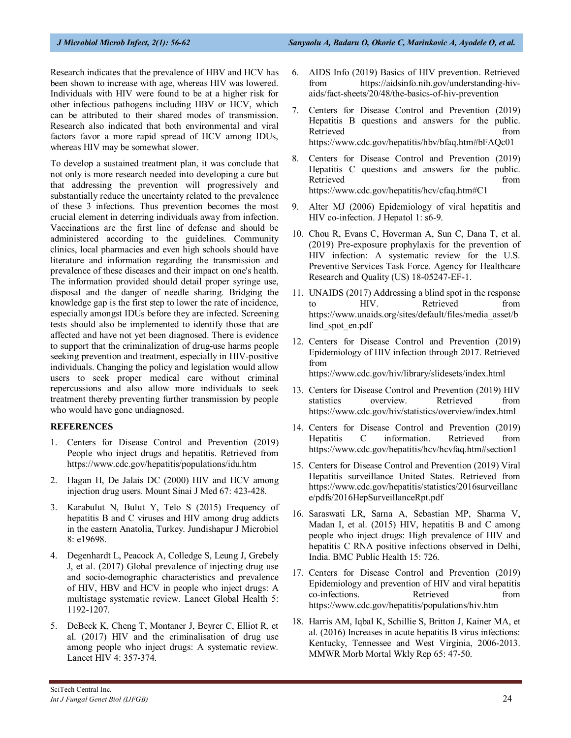Research indicates that the prevalence of HBV and HCV has been shown to increase with age, whereas HIV was lowered. Individuals with HIV were found to be at a higher risk for other infectious pathogens including HBV or HCV, which can be attributed to their shared modes of transmission. Research also indicated that both environmental and viral factors favor a more rapid spread of HCV among IDUs, whereas HIV may be somewhat slower.

To develop a sustained treatment plan, it was conclude that not only is more research needed into developing a cure but that addressing the prevention will progressively and substantially reduce the uncertainty related to the prevalence of these 3 infections. Thus prevention becomes the most crucial element in deterring individuals away from infection. Vaccinations are the first line of defense and should be administered according to the guidelines. Community clinics, local pharmacies and even high schools should have literature and information regarding the transmission and prevalence of these diseases and their impact on one's health. The information provided should detail proper syringe use, disposal and the danger of needle sharing. Bridging the knowledge gap is the first step to lower the rate of incidence, especially amongst IDUs before they are infected. Screening tests should also be implemented to identify those that are affected and have not yet been diagnosed. There is evidence to support that the criminalization of drug-use harms people seeking prevention and treatment, especially in HIV-positive individuals. Changing the policy and legislation would allow users to seek proper medical care without criminal repercussions and also allow more individuals to seek treatment thereby preventing further transmission by people who would have gone undiagnosed.

## REFERENCES

1. Centers for Disease Control and Prevention (2019) People who inject drugs and hepatitis. Retrieved from https://www.cdc.gov/hepatitis/populations/idu.htm
2. Hagan H, De Jalais DC (2000) HIV and HCV among injection drug users. Mount Sinai J Med 67: 423-428.
3. Karabulut N, Bulut Y, Telo S (2015) Frequency of hepatitis B and C viruses and HIV among drug addicts in the eastern Anatolia, Turkey. Jundishapur J Microbiol 8: e19698.
4. Degenhardt L, Peacock A, Colledge S, Leung J, Grebely J, et al. (2017) Global prevalence of injecting drug use and socio-demographic characteristics and prevalence of HIV, HBV and HCV in people who inject drugs: A multistage systematic review. Lancet Global Health 5: 1192-1207.
5. DeBeck K, Cheng T, Montaner J, Beyrer C, Elliot R, et al. (2017) HIV and the criminalisation of drug use among people who inject drugs: A systematic review. Lancet HIV 4: 357-374.
6. AIDS Info (2019) Basics of HIV prevention. Retrieved from https://aidsinfo.nih.gov/understanding-hiv-aids/fact-sheets/20/48/the-basics-of-hiv-prevention
7. Centers for Disease Control and Prevention (2019) Hepatitis B questions and answers for the public. Retrieved from https://www.cdc.gov/hepatitis/hbv/bfaq.htm#bFAQc01
8. Centers for Disease Control and Prevention (2019) Hepatitis C questions and answers for the public. Retrieved from https://www.cdc.gov/hepatitis/hcv/cfaq.htm#C1
9. Alter MJ (2006) Epidemiology of viral hepatitis and HIV co-infection. J Hepatol 1: s6-9.
10. Chou R, Evans C, Hoverman A, Sun C, Dana T, et al. (2019) Pre-exposure prophylaxis for the prevention of HIV infection: A systematic review for the U.S. Preventive Services Task Force. Agency for Healthcare Research and Quality (US) 18-05247-EF-1.
11. UNAIDS (2017) Addressing a blind spot in the response to HIV. Retrieved from https://www.unaids.org/sites/default/files/media_asset/blind_spot_en.pdf
12. Centers for Disease Control and Prevention (2019) Epidemiology of HIV infection through 2017. Retrieved from https://www.cdc.gov/hiv/library/slidesets/index.html
13. Centers for Disease Control and Prevention (2019) HIV statistics overview. Retrieved from https://www.cdc.gov/hiv/statistics/overview/index.html
14. Centers for Disease Control and Prevention (2019) Hepatitis C information. Retrieved from https://www.cdc.gov/hepatitis/hcv/hcvfaq.htm#section1
15. Centers for Disease Control and Prevention (2019) Viral Hepatitis surveillance United States. Retrieved from https://www.cdc.gov/hepatitis/statistics/2016surveillance/pdfs/2016HepSurveillanceRpt.pdf
16. Saraswati LR, Sarna A, Sebastian MP, Sharma V, Madan I, et al. (2015) HIV, hepatitis B and C among people who inject drugs: High prevalence of HIV and hepatitis C RNA positive infections observed in Delhi, India. BMC Public Health 15: 726.
17. Centers for Disease Control and Prevention (2019) Epidemiology and prevention of HIV and viral hepatitis co-infections. Retrieved from https://www.cdc.gov/hepatitis/populations/hiv.htm
18. Harris AM, Iqbal K, Schillie S, Britton J, Kainer MA, et al. (2016) Increases in acute hepatitis B virus infections: Kentucky, Tennessee and West Virginia, 2006-2013. MMWR Morb Mortal Wkly Rep 65: 47-50.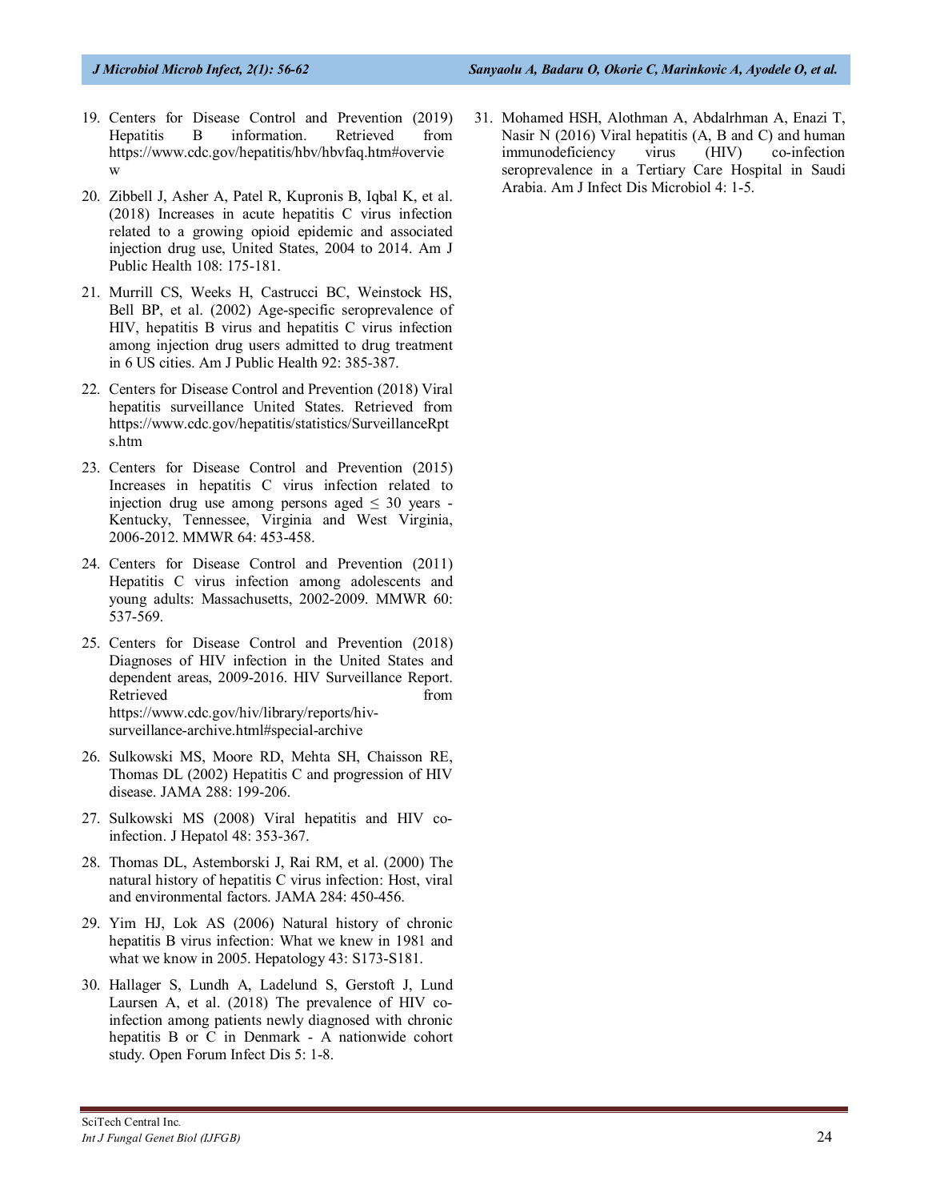19. Centers for Disease Control and Prevention (2019) Hepatitis B information. Retrieved from https://www.cdc.gov/hepatitis/hbv/hbvfaq.htm#overview

20. Zibbell J, Asher A, Patel R, Kupronis B, Iqbal K, et al. (2018) Increases in acute hepatitis C virus infection related to a growing opioid epidemic and associated injection drug use, United States, 2004 to 2014. Am J Public Health 108: 175-181.

21. Murrill CS, Weeks H, Castrucci BC, Weinstock HS, Bell BP, et al. (2002) Age-specific seroprevalence of HIV, hepatitis B virus and hepatitis C virus infection among injection drug users admitted to drug treatment in 6 US cities. Am J Public Health 92: 385-387.

22. Centers for Disease Control and Prevention (2018) Viral hepatitis surveillance United States. Retrieved from https://www.cdc.gov/hepatitis/statistics/SurveillanceRpts.htm

23. Centers for Disease Control and Prevention (2015) Increases in hepatitis C virus infection related to injection drug use among persons aged ≤ 30 years - Kentucky, Tennessee, Virginia and West Virginia, 2006-2012. MMWR 64: 453-458.

24. Centers for Disease Control and Prevention (2011) Hepatitis C virus infection among adolescents and young adults: Massachusetts, 2002-2009. MMWR 60: 537-569.

25. Centers for Disease Control and Prevention (2018) Diagnoses of HIV infection in the United States and dependent areas, 2009-2016. HIV Surveillance Report. Retrieved from https://www.cdc.gov/hiv/library/reports/hiv-surveillance-archive.html#special-archive

26. Sulkowski MS, Moore RD, Mehta SH, Chaisson RE, Thomas DL (2002) Hepatitis C and progression of HIV disease. JAMA 288: 199-206.

27. Sulkowski MS (2008) Viral hepatitis and HIV co-infection. J Hepatol 48: 353-367.

28. Thomas DL, Astemborski J, Rai RM, et al. (2000) The natural history of hepatitis C virus infection: Host, viral and environmental factors. JAMA 284: 450-456.

29. Yim HJ, Lok AS (2006) Natural history of chronic hepatitis B virus infection: What we knew in 1981 and what we know in 2005. Hepatology 43: S173-S181.

30. Hallager S, Lundh A, Ladelund S, Gerstoft J, Lund Laursen A, et al. (2018) The prevalence of HIV co-infection among patients newly diagnosed with chronic hepatitis B or C in Denmark - A nationwide cohort study. Open Forum Infect Dis 5: 1-8.

31. Mohamed HSH, Alothman A, Abdalrhman A, Enazi T, Nasir N (2016) Viral hepatitis (A, B and C) and human immunodeficiency virus (HIV) co-infection seroprevalence in a Tertiary Care Hospital in Saudi Arabia. Am J Infect Dis Microbiol 4: 1-5.